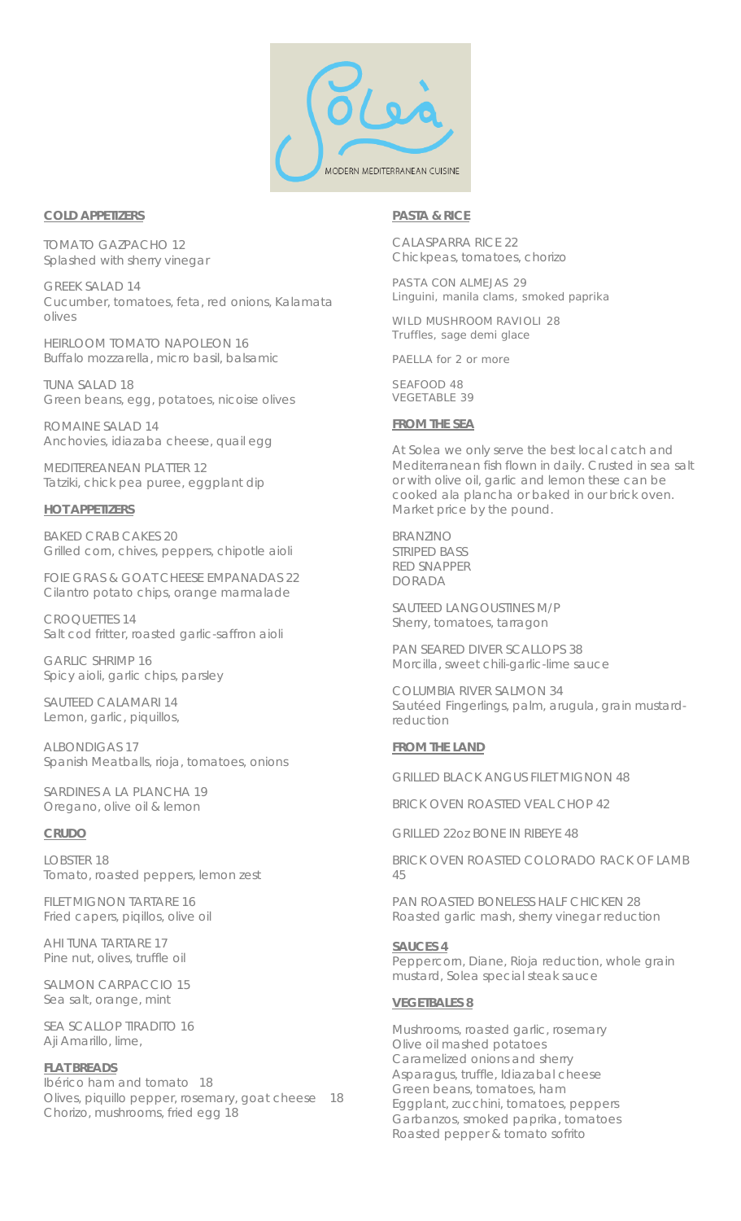# Soleà

MODERN MEDITERRANEAN CUISINE

## COLD APPETIZERS

TOMATO GAZPACHO 12
Splashed with sherry vinegar

GREEK SALAD 14
Cucumber, tomatoes, feta, red onions, Kalamata olives

HEIRLOOM TOMATO NAPOLEON 16
Buffalo mozzarella, micro basil, balsamic

TUNA SALAD 18
Green beans, egg, potatoes, nicoise olives

ROMAINE SALAD 14
Anchovies, idiazaba cheese, quail egg

MEDITEREANEAN PLATTER 12
Tatziki, chick pea puree, eggplant dip

## HOT APPETIZERS

BAKED CRAB CAKES 20
Grilled corn, chives, peppers, chipotle aioli

FOIE GRAS & GOAT CHEESE EMPANADAS 22
Cilantro potato chips, orange marmalade

CROQUETTES 14
Salt cod fritter, roasted garlic-saffron aioli

GARLIC SHRIMP 16
Spicy aioli, garlic chips, parsley

SAUTEED CALAMARI 14
Lemon, garlic, piquillos,

ALBONDIGAS 17
Spanish Meatballs, rioja, tomatoes, onions

SARDINES A LA PLANCHA 19
Oregano, olive oil & lemon

## CRUDO

LOBSTER 18
Tomato, roasted peppers, lemon zest

FILET MIGNON TARTARE 16
Fried capers, piqillos, olive oil

AHI TUNA TARTARE 17
Pine nut, olives, truffle oil

SALMON CARPACCIO 15
Sea salt, orange, mint

SEA SCALLOP TIRADITO 16
Aji Amarillo, lime,

## FLAT BREADS

Ibérico ham and tomato 18
Olives, piquillo pepper, rosemary, goat cheese 18
Chorizo, mushrooms, fried egg 18

## PASTA & RICE

CALASPARRA RICE 22
Chickpeas, tomatoes, chorizo

PASTA CON ALMEJAS 29
Linguini, manila clams, smoked paprika

WILD MUSHROOM RAVIOLI 28
Truffles, sage demi glace

PAELLA for 2 or more

SEAFOOD 48
VEGETABLE 39

## FROM THE SEA

At Solea we only serve the best local catch and Mediterranean fish flown in daily. Crusted in sea salt or with olive oil, garlic and lemon these can be cooked ala plancha or baked in our brick oven. Market price by the pound.

BRANZINO
STRIPED BASS
RED SNAPPER
DORADA

SAUTEED LANGOUSTINES M/P
Sherry, tomatoes, tarragon

PAN SEARED DIVER SCALLOPS 38
Morcilla, sweet chili-garlic-lime sauce

COLUMBIA RIVER SALMON 34
Sautéed Fingerlings, palm, arugula, grain mustard-reduction

## FROM THE LAND

GRILLED BLACK ANGUS FILET MIGNON 48

BRICK OVEN ROASTED VEAL CHOP 42

GRILLED 22oz BONE IN RIBEYE 48

BRICK OVEN ROASTED COLORADO RACK OF LAMB 45

PAN ROASTED BONELESS HALF CHICKEN 28
Roasted garlic mash, sherry vinegar reduction

## SAUCES 4

Peppercorn, Diane, Rioja reduction, whole grain mustard, Solea special steak sauce

## VEGETBALES 8

Mushrooms, roasted garlic, rosemary
Olive oil mashed potatoes
Caramelized onions and sherry
Asparagus, truffle, Idiazabal cheese
Green beans, tomatoes, ham
Eggplant, zucchini, tomatoes, peppers
Garbanzos, smoked paprika, tomatoes
Roasted pepper & tomato sofrito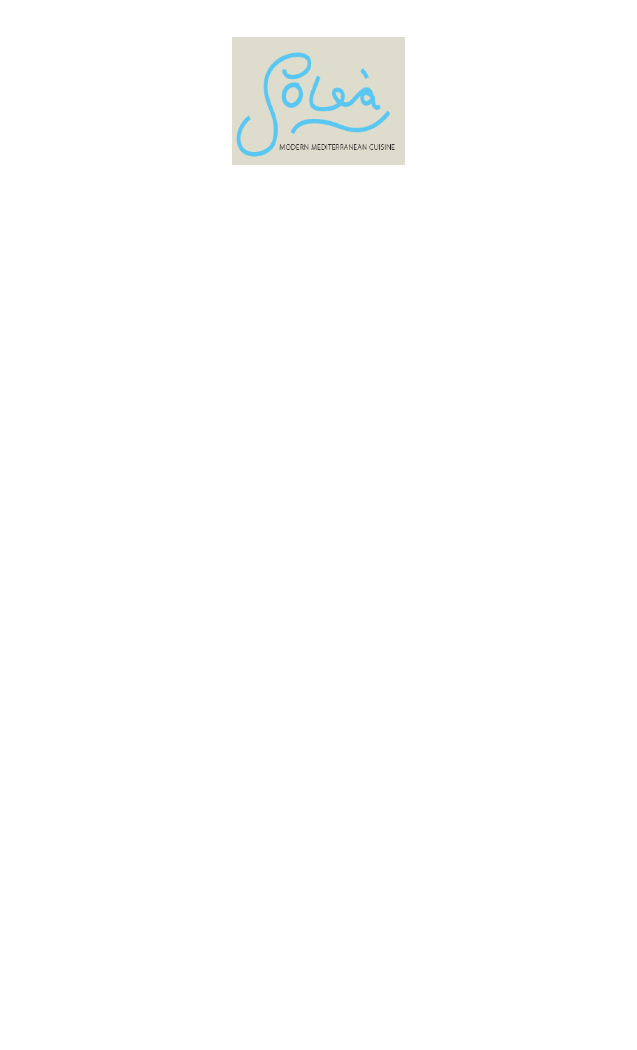Solea

MODERN MEDITERRANEAN CUISINE